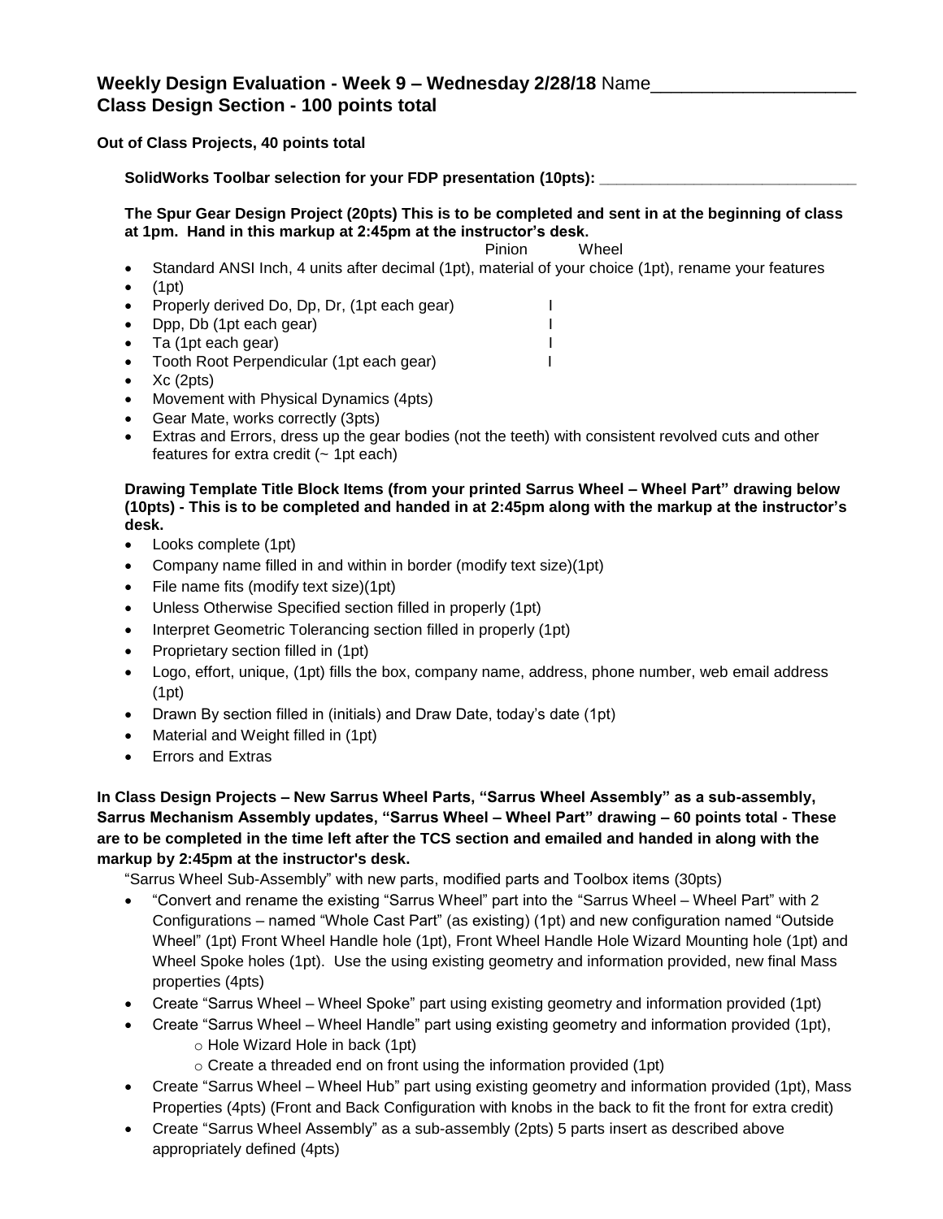## Weekly Design Evaluation - Week 9 – Wednesday 2/28/18 Name____________________
## Class Design Section - 100 points total

**Out of Class Projects, 40 points total**

**SolidWorks Toolbar selection for your FDP presentation (10pts): ______________________________**

**The Spur Gear Design Project (20pts) This is to be completed and sent in at the beginning of class at 1pm. Hand in this markup at 2:45pm at the instructor's desk.**

| | Pinion | Wheel |
|---|---|---|
| • Standard ANSI Inch, 4 units after decimal (1pt), material of your choice (1pt), rename your features | | |
| • (1pt) | | |
| • Properly derived Do, Dp, Dr, (1pt each gear) | I | |
| • Dpp, Db (1pt each gear) | I | |
| • Ta (1pt each gear) | I | |
| • Tooth Root Perpendicular (1pt each gear) | I | |
| • Xc (2pts) | | |
| • Movement with Physical Dynamics (4pts) | | |
| • Gear Mate, works correctly (3pts) | | |
| • Extras and Errors, dress up the gear bodies (not the teeth) with consistent revolved cuts and other features for extra credit (~ 1pt each) | | |

**Drawing Template Title Block Items (from your printed Sarrus Wheel – Wheel Part" drawing below (10pts) - This is to be completed and handed in at 2:45pm along with the markup at the instructor's desk.**

- Looks complete (1pt)
- Company name filled in and within in border (modify text size)(1pt)
- File name fits (modify text size)(1pt)
- Unless Otherwise Specified section filled in properly (1pt)
- Interpret Geometric Tolerancing section filled in properly (1pt)
- Proprietary section filled in (1pt)
- Logo, effort, unique, (1pt) fills the box, company name, address, phone number, web email address (1pt)
- Drawn By section filled in (initials) and Draw Date, today's date (1pt)
- Material and Weight filled in (1pt)
- Errors and Extras

**In Class Design Projects – New Sarrus Wheel Parts, "Sarrus Wheel Assembly" as a sub-assembly, Sarrus Mechanism Assembly updates, "Sarrus Wheel – Wheel Part" drawing – 60 points total - These are to be completed in the time left after the TCS section and emailed and handed in along with the markup by 2:45pm at the instructor's desk.**

"Sarrus Wheel Sub-Assembly" with new parts, modified parts and Toolbox items (30pts)

- "Convert and rename the existing "Sarrus Wheel" part into the "Sarrus Wheel – Wheel Part" with 2 Configurations – named "Whole Cast Part" (as existing) (1pt) and new configuration named "Outside Wheel" (1pt) Front Wheel Handle hole (1pt), Front Wheel Handle Hole Wizard Mounting hole (1pt) and Wheel Spoke holes (1pt). Use the using existing geometry and information provided, new final Mass properties (4pts)
- Create "Sarrus Wheel – Wheel Spoke" part using existing geometry and information provided (1pt)
- Create "Sarrus Wheel – Wheel Handle" part using existing geometry and information provided (1pt),
  - Hole Wizard Hole in back (1pt)
  - Create a threaded end on front using the information provided (1pt)
- Create "Sarrus Wheel – Wheel Hub" part using existing geometry and information provided (1pt), Mass Properties (4pts) (Front and Back Configuration with knobs in the back to fit the front for extra credit)
- Create "Sarrus Wheel Assembly" as a sub-assembly (2pts) 5 parts insert as described above appropriately defined (4pts)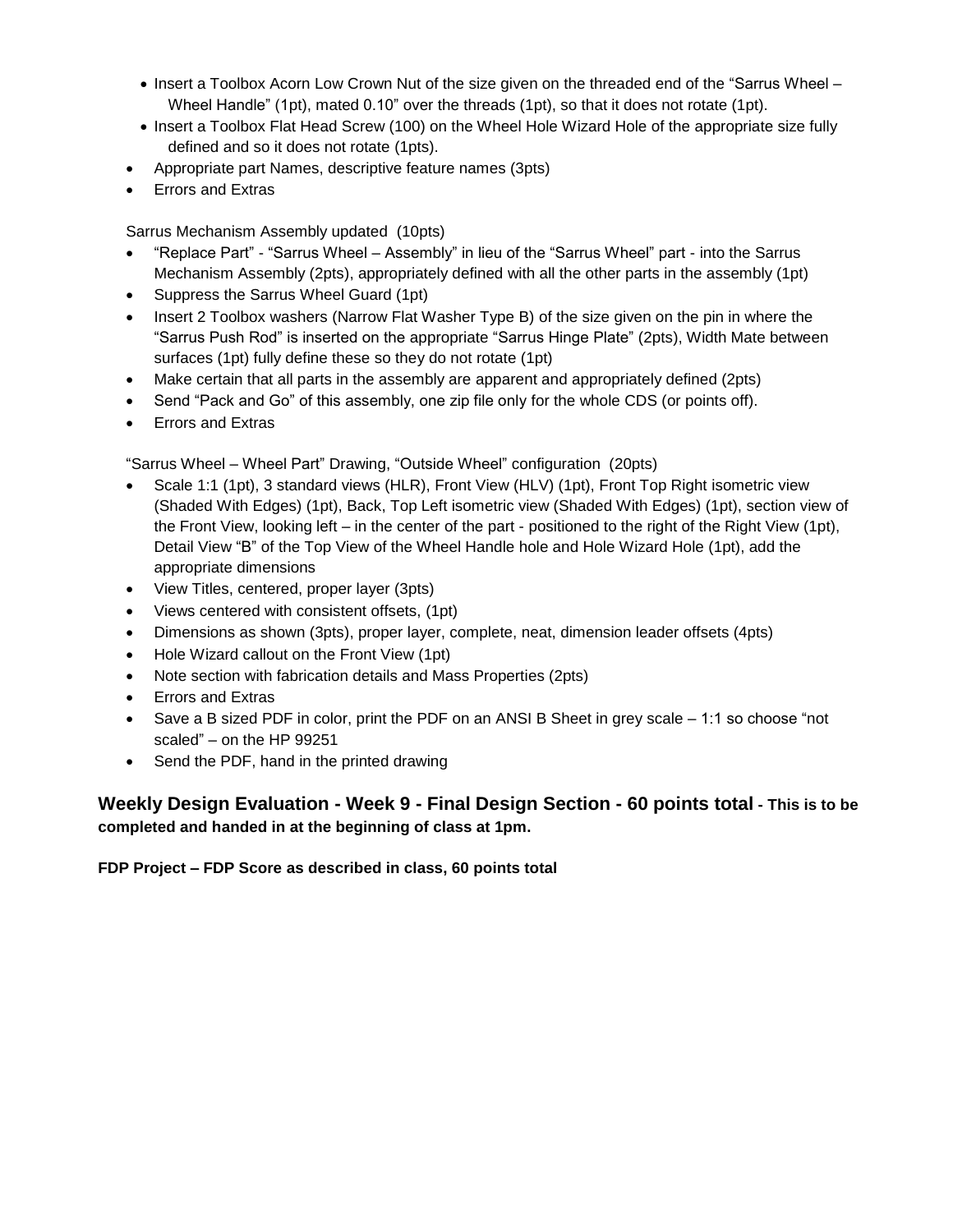- Insert a Toolbox Acorn Low Crown Nut of the size given on the threaded end of the “Sarrus Wheel – Wheel Handle” (1pt), mated 0.10” over the threads (1pt), so that it does not rotate (1pt).
- Insert a Toolbox Flat Head Screw (100) on the Wheel Hole Wizard Hole of the appropriate size fully defined and so it does not rotate (1pts).

- Appropriate part Names, descriptive feature names (3pts)
- Errors and Extras

Sarrus Mechanism Assembly updated (10pts)

- “Replace Part” - “Sarrus Wheel – Assembly” in lieu of the “Sarrus Wheel” part - into the Sarrus Mechanism Assembly (2pts), appropriately defined with all the other parts in the assembly (1pt)
- Suppress the Sarrus Wheel Guard (1pt)
- Insert 2 Toolbox washers (Narrow Flat Washer Type B) of the size given on the pin in where the “Sarrus Push Rod” is inserted on the appropriate “Sarrus Hinge Plate” (2pts), Width Mate between surfaces (1pt) fully define these so they do not rotate (1pt)
- Make certain that all parts in the assembly are apparent and appropriately defined (2pts)
- Send “Pack and Go” of this assembly, one zip file only for the whole CDS (or points off).
- Errors and Extras

“Sarrus Wheel – Wheel Part” Drawing, “Outside Wheel” configuration (20pts)

- Scale 1:1 (1pt), 3 standard views (HLR), Front View (HLV) (1pt), Front Top Right isometric view (Shaded With Edges) (1pt), Back, Top Left isometric view (Shaded With Edges) (1pt), section view of the Front View, looking left – in the center of the part - positioned to the right of the Right View (1pt), Detail View “B” of the Top View of the Wheel Handle hole and Hole Wizard Hole (1pt), add the appropriate dimensions
- View Titles, centered, proper layer (3pts)
- Views centered with consistent offsets, (1pt)
- Dimensions as shown (3pts), proper layer, complete, neat, dimension leader offsets (4pts)
- Hole Wizard callout on the Front View (1pt)
- Note section with fabrication details and Mass Properties (2pts)
- Errors and Extras
- Save a B sized PDF in color, print the PDF on an ANSI B Sheet in grey scale – 1:1 so choose “not scaled” – on the HP 99251
- Send the PDF, hand in the printed drawing

## Weekly Design Evaluation - Week 9 - Final Design Section - 60 points total - This is to be completed and handed in at the beginning of class at 1pm.

**FDP Project – FDP Score as described in class, 60 points total**